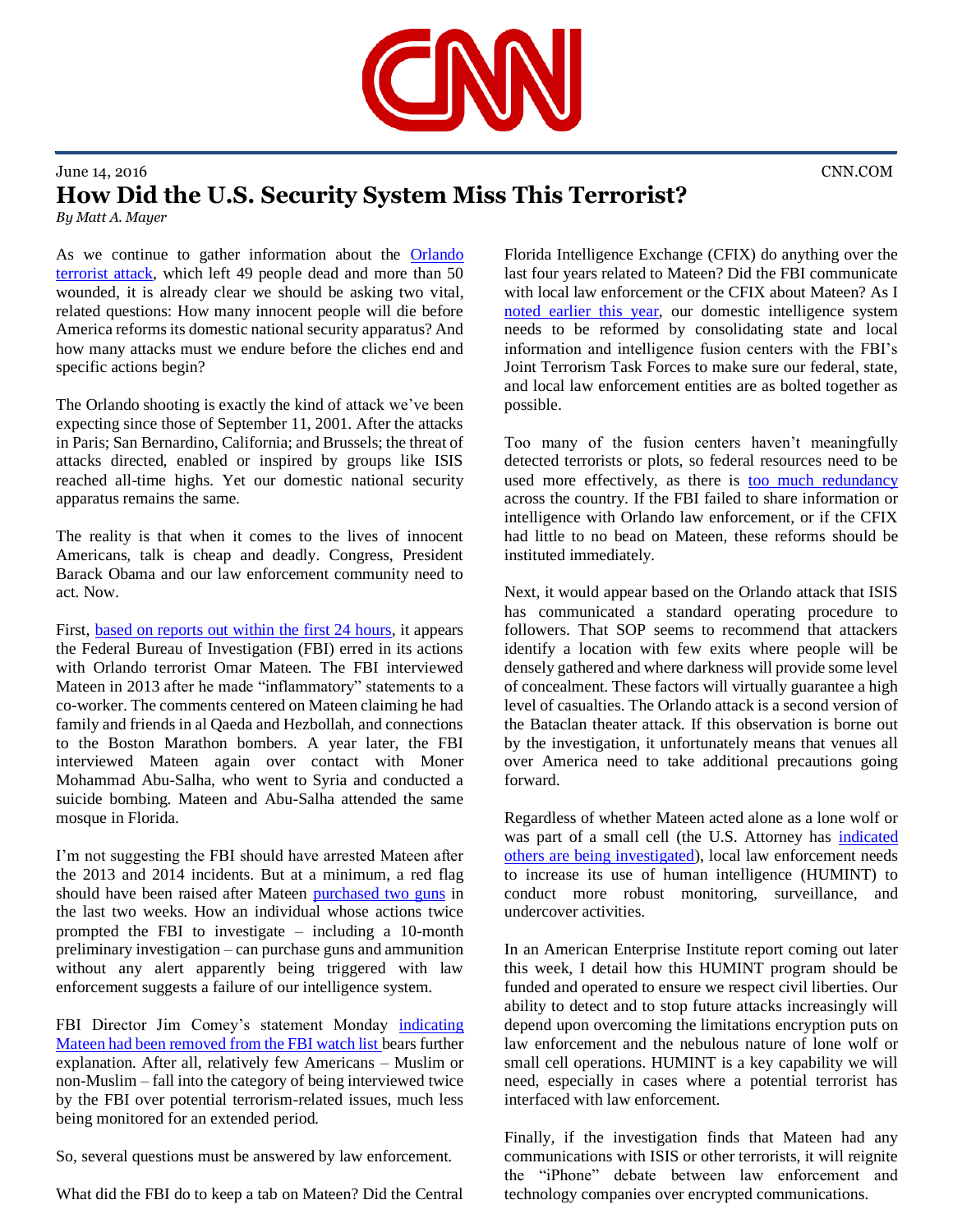June 14, 2016 CNN.COM

# How Did the U.S. Security System Miss This Terrorist?

*By Matt A. Mayer*

As we continue to gather information about the Orlando terrorist attack, which left 49 people dead and more than 50 wounded, it is already clear we should be asking two vital, related questions: How many innocent people will die before America reforms its domestic national security apparatus? And how many attacks must we endure before the cliches end and specific actions begin?

The Orlando shooting is exactly the kind of attack we've been expecting since those of September 11, 2001. After the attacks in Paris; San Bernardino, California; and Brussels; the threat of attacks directed, enabled or inspired by groups like ISIS reached all-time highs. Yet our domestic national security apparatus remains the same.

The reality is that when it comes to the lives of innocent Americans, talk is cheap and deadly. Congress, President Barack Obama and our law enforcement community need to act. Now.

First, based on reports out within the first 24 hours, it appears the Federal Bureau of Investigation (FBI) erred in its actions with Orlando terrorist Omar Mateen. The FBI interviewed Mateen in 2013 after he made "inflammatory" statements to a co-worker. The comments centered on Mateen claiming he had family and friends in al Qaeda and Hezbollah, and connections to the Boston Marathon bombers. A year later, the FBI interviewed Mateen again over contact with Moner Mohammad Abu-Salha, who went to Syria and conducted a suicide bombing. Mateen and Abu-Salha attended the same mosque in Florida.

I'm not suggesting the FBI should have arrested Mateen after the 2013 and 2014 incidents. But at a minimum, a red flag should have been raised after Mateen purchased two guns in the last two weeks. How an individual whose actions twice prompted the FBI to investigate – including a 10-month preliminary investigation – can purchase guns and ammunition without any alert apparently being triggered with law enforcement suggests a failure of our intelligence system.

FBI Director Jim Comey's statement Monday indicating Mateen had been removed from the FBI watch list bears further explanation. After all, relatively few Americans – Muslim or non-Muslim – fall into the category of being interviewed twice by the FBI over potential terrorism-related issues, much less being monitored for an extended period.

So, several questions must be answered by law enforcement.

What did the FBI do to keep a tab on Mateen? Did the Central Florida Intelligence Exchange (CFIX) do anything over the last four years related to Mateen? Did the FBI communicate with local law enforcement or the CFIX about Mateen? As I noted earlier this year, our domestic intelligence system needs to be reformed by consolidating state and local information and intelligence fusion centers with the FBI's Joint Terrorism Task Forces to make sure our federal, state, and local law enforcement entities are as bolted together as possible.

Too many of the fusion centers haven't meaningfully detected terrorists or plots, so federal resources need to be used more effectively, as there is too much redundancy across the country. If the FBI failed to share information or intelligence with Orlando law enforcement, or if the CFIX had little to no bead on Mateen, these reforms should be instituted immediately.

Next, it would appear based on the Orlando attack that ISIS has communicated a standard operating procedure to followers. That SOP seems to recommend that attackers identify a location with few exits where people will be densely gathered and where darkness will provide some level of concealment. These factors will virtually guarantee a high level of casualties. The Orlando attack is a second version of the Bataclan theater attack. If this observation is borne out by the investigation, it unfortunately means that venues all over America need to take additional precautions going forward.

Regardless of whether Mateen acted alone as a lone wolf or was part of a small cell (the U.S. Attorney has indicated others are being investigated), local law enforcement needs to increase its use of human intelligence (HUMINT) to conduct more robust monitoring, surveillance, and undercover activities.

In an American Enterprise Institute report coming out later this week, I detail how this HUMINT program should be funded and operated to ensure we respect civil liberties. Our ability to detect and to stop future attacks increasingly will depend upon overcoming the limitations encryption puts on law enforcement and the nebulous nature of lone wolf or small cell operations. HUMINT is a key capability we will need, especially in cases where a potential terrorist has interfaced with law enforcement.

Finally, if the investigation finds that Mateen had any communications with ISIS or other terrorists, it will reignite the "iPhone" debate between law enforcement and technology companies over encrypted communications.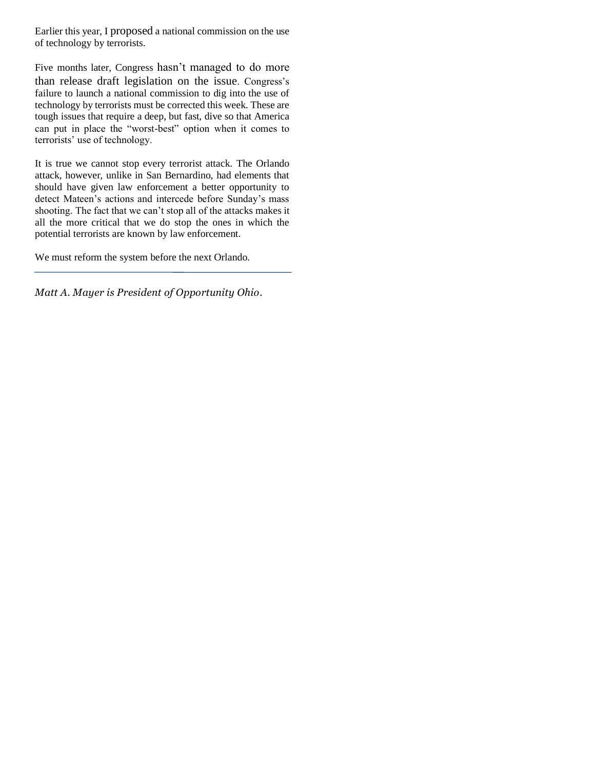Earlier this year, I proposed a national commission on the use of technology by terrorists.

Five months later, Congress hasn't managed to do more than release draft legislation on the issue. Congress's failure to launch a national commission to dig into the use of technology by terrorists must be corrected this week. These are tough issues that require a deep, but fast, dive so that America can put in place the "worst-best" option when it comes to terrorists' use of technology.

It is true we cannot stop every terrorist attack. The Orlando attack, however, unlike in San Bernardino, had elements that should have given law enforcement a better opportunity to detect Mateen's actions and intercede before Sunday's mass shooting. The fact that we can't stop all of the attacks makes it all the more critical that we do stop the ones in which the potential terrorists are known by law enforcement.

We must reform the system before the next Orlando.

---

*Matt A. Mayer is President of Opportunity Ohio.*